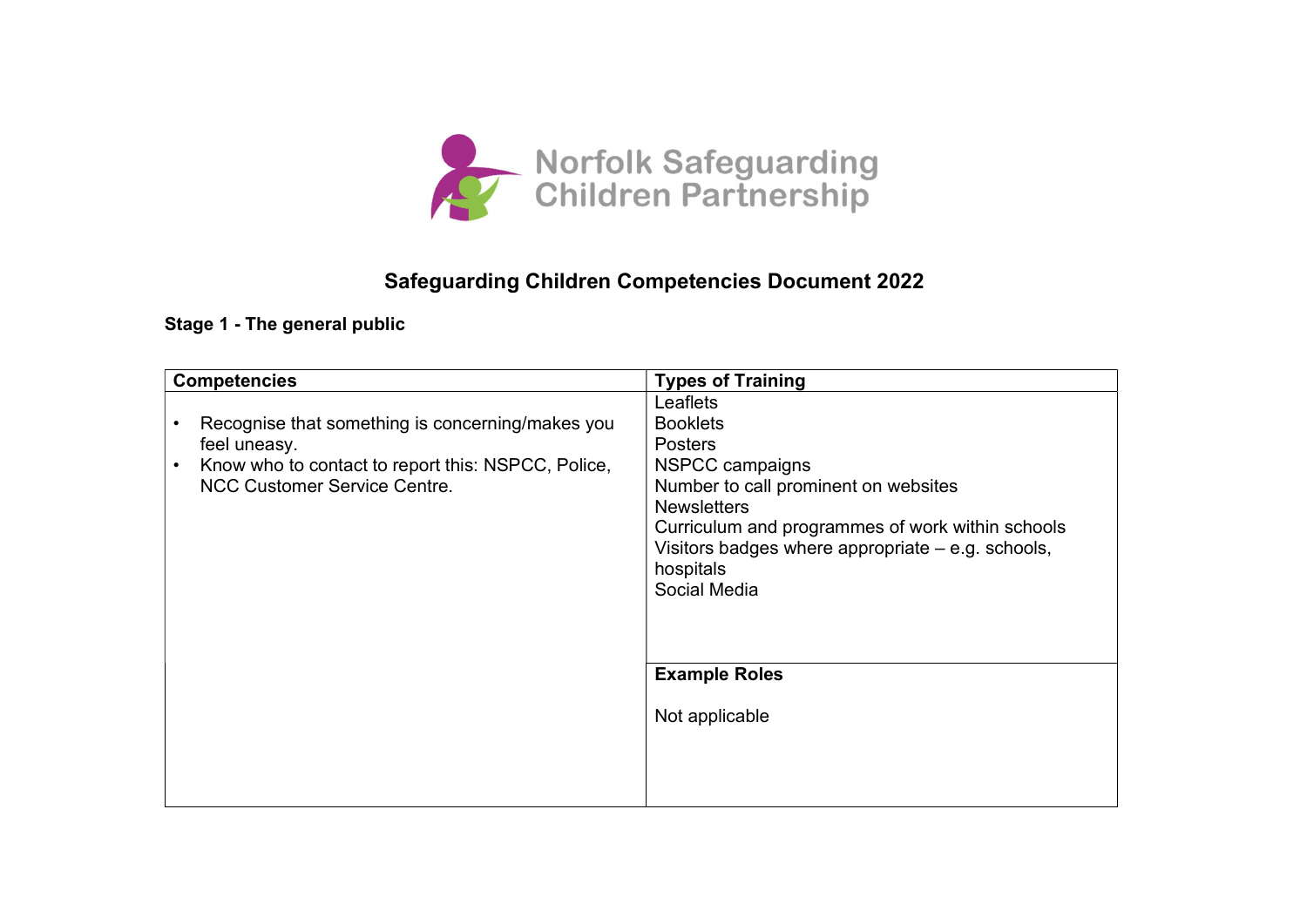Norfolk Safeguarding Children Partnership

# Safeguarding Children Competencies Document 2022

## Stage 1 - The general public

| Competencies | Types of Training |
|---|---|
| • Recognise that something is concerning/makes you feel uneasy.<br>• Know who to contact to report this: NSPCC, Police, NCC Customer Service Centre. | Leaflets<br>Booklets<br>Posters<br>NSPCC campaigns<br>Number to call prominent on websites<br>Newsletters<br>Curriculum and programmes of work within schools<br>Visitors badges where appropriate – e.g. schools, hospitals<br>Social Media |
| | **Example Roles**<br><br>Not applicable |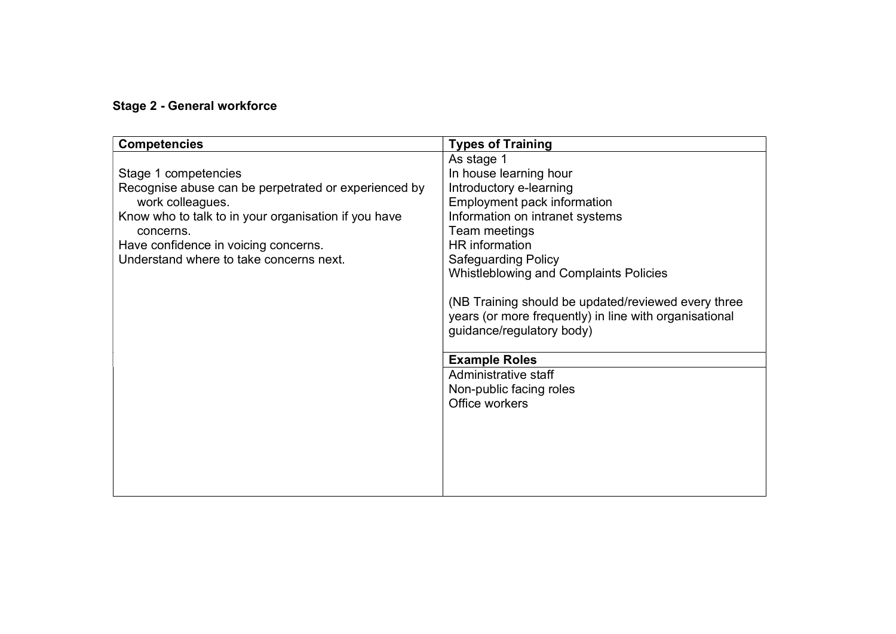**Stage 2 - General workforce**

| Competencies | Types of Training |
| --- | --- |
| Stage 1 competencies<br>Recognise abuse can be perpetrated or experienced by work colleagues.<br>Know who to talk to in your organisation if you have concerns.<br>Have confidence in voicing concerns.<br>Understand where to take concerns next. | As stage 1<br>In house learning hour<br>Introductory e-learning<br>Employment pack information<br>Information on intranet systems<br>Team meetings<br>HR information<br>Safeguarding Policy<br>Whistleblowing and Complaints Policies<br><br>(NB Training should be updated/reviewed every three years (or more frequently) in line with organisational guidance/regulatory body) |
| | **Example Roles** |
| | Administrative staff<br>Non-public facing roles<br>Office workers |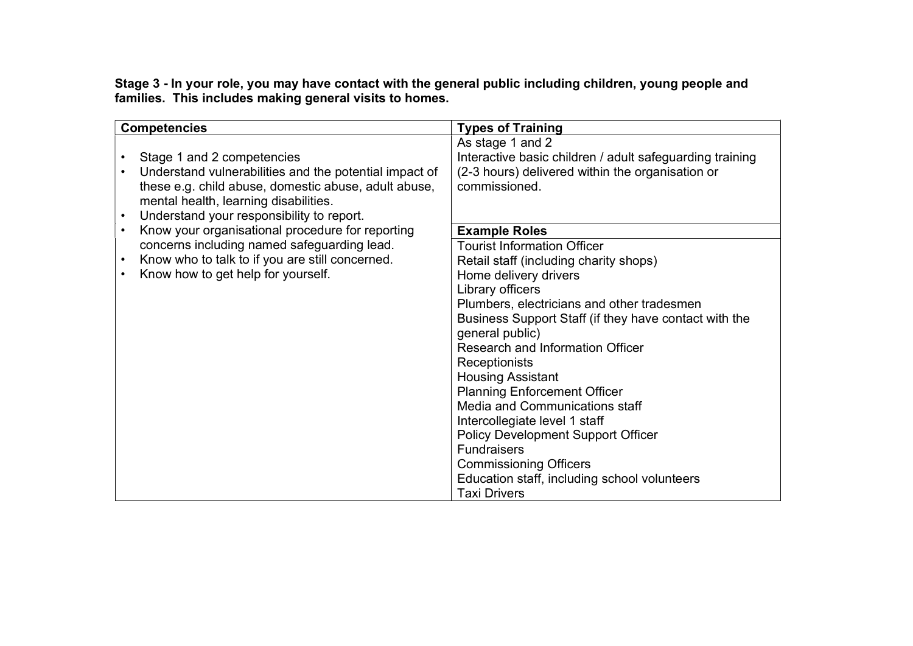**Stage 3 - In your role, you may have contact with the general public including children, young people and families. This includes making general visits to homes.**

| Competencies | Types of Training |
| --- | --- |
| • Stage 1 and 2 competencies<br>• Understand vulnerabilities and the potential impact of these e.g. child abuse, domestic abuse, adult abuse, mental health, learning disabilities.<br>• Understand your responsibility to report.<br>• Know your organisational procedure for reporting concerns including named safeguarding lead.<br>• Know who to talk to if you are still concerned.<br>• Know how to get help for yourself. | As stage 1 and 2<br>Interactive basic children / adult safeguarding training (2-3 hours) delivered within the organisation or commissioned.<br><br>**Example Roles**<br>Tourist Information Officer<br>Retail staff (including charity shops)<br>Home delivery drivers<br>Library officers<br>Plumbers, electricians and other tradesmen<br>Business Support Staff (if they have contact with the general public)<br>Research and Information Officer<br>Receptionists<br>Housing Assistant<br>Planning Enforcement Officer<br>Media and Communications staff<br>Intercollegiate level 1 staff<br>Policy Development Support Officer<br>Fundraisers<br>Commissioning Officers<br>Education staff, including school volunteers<br>Taxi Drivers |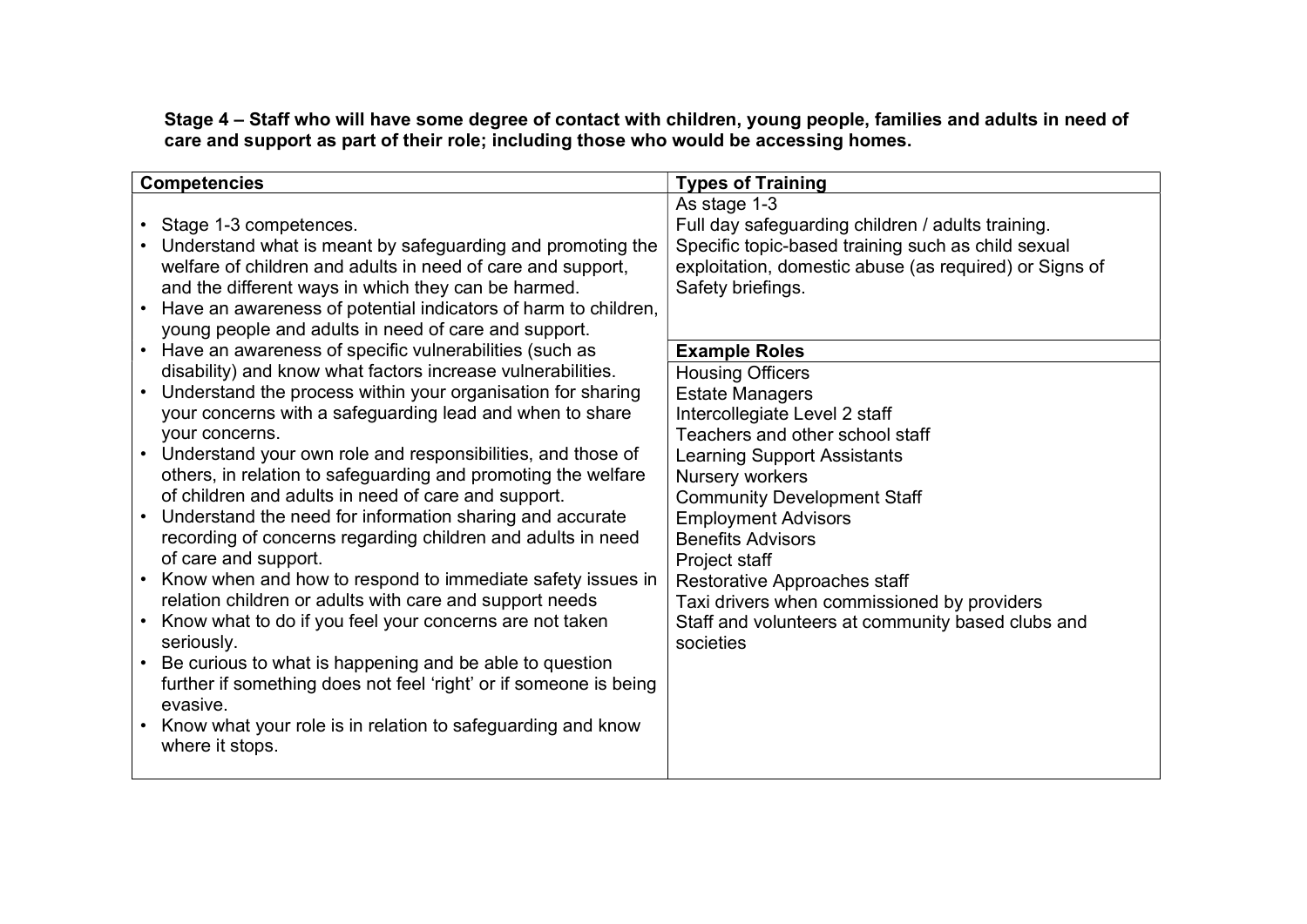**Stage 4 – Staff who will have some degree of contact with children, young people, families and adults in need of care and support as part of their role; including those who would be accessing homes.**

| Competencies | Types of Training |
| --- | --- |
| • Stage 1-3 competences.<br>• Understand what is meant by safeguarding and promoting the welfare of children and adults in need of care and support, and the different ways in which they can be harmed.<br>• Have an awareness of potential indicators of harm to children, young people and adults in need of care and support.<br>• Have an awareness of specific vulnerabilities (such as disability) and know what factors increase vulnerabilities.<br>• Understand the process within your organisation for sharing your concerns with a safeguarding lead and when to share your concerns.<br>• Understand your own role and responsibilities, and those of others, in relation to safeguarding and promoting the welfare of children and adults in need of care and support.<br>• Understand the need for information sharing and accurate recording of concerns regarding children and adults in need of care and support.<br>• Know when and how to respond to immediate safety issues in relation children or adults with care and support needs<br>• Know what to do if you feel your concerns are not taken seriously.<br>• Be curious to what is happening and be able to question further if something does not feel 'right' or if someone is being evasive.<br>• Know what your role is in relation to safeguarding and know where it stops. | As stage 1-3<br>Full day safeguarding children / adults training.<br>Specific topic-based training such as child sexual exploitation, domestic abuse (as required) or Signs of Safety briefings.<br><br>**Example Roles**<br>Housing Officers<br>Estate Managers<br>Intercollegiate Level 2 staff<br>Teachers and other school staff<br>Learning Support Assistants<br>Nursery workers<br>Community Development Staff<br>Employment Advisors<br>Benefits Advisors<br>Project staff<br>Restorative Approaches staff<br>Taxi drivers when commissioned by providers<br>Staff and volunteers at community based clubs and societies |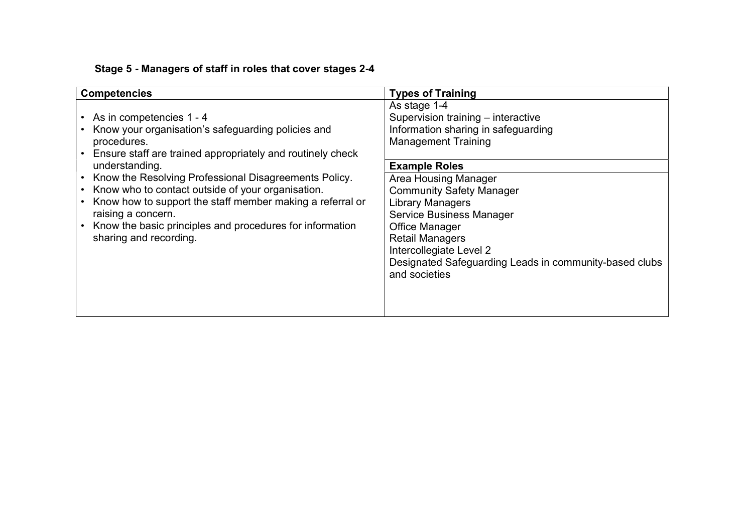### Stage 5 - Managers of staff in roles that cover stages 2-4

| Competencies | Types of Training |
|---|---|
| • As in competencies 1 - 4<br>• Know your organisation's safeguarding policies and procedures.<br>• Ensure staff are trained appropriately and routinely check understanding.<br>• Know the Resolving Professional Disagreements Policy.<br>• Know who to contact outside of your organisation.<br>• Know how to support the staff member making a referral or raising a concern.<br>• Know the basic principles and procedures for information sharing and recording. | As stage 1-4<br>Supervision training – interactive<br>Information sharing in safeguarding<br>Management Training<br><br>**Example Roles**<br>Area Housing Manager<br>Community Safety Manager<br>Library Managers<br>Service Business Manager<br>Office Manager<br>Retail Managers<br>Intercollegiate Level 2<br>Designated Safeguarding Leads in community-based clubs and societies |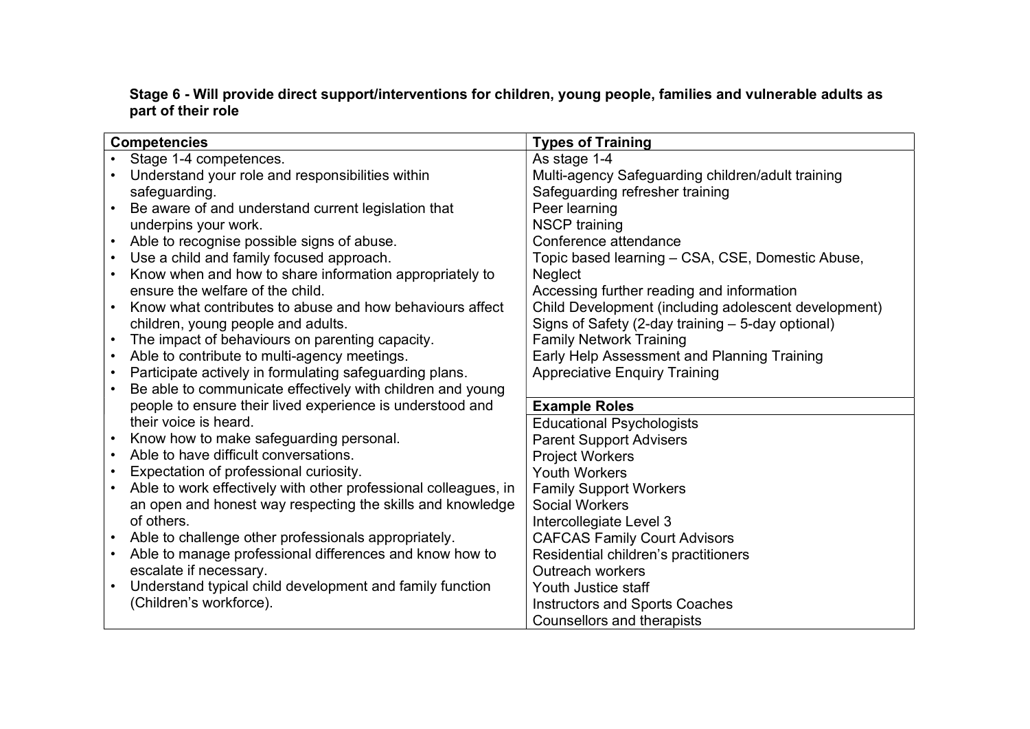**Stage 6 - Will provide direct support/interventions for children, young people, families and vulnerable adults as part of their role**

| Competencies | Types of Training |
|---|---|
| • Stage 1-4 competences.<br>• Understand your role and responsibilities within safeguarding.<br>• Be aware of and understand current legislation that underpins your work.<br>• Able to recognise possible signs of abuse.<br>• Use a child and family focused approach.<br>• Know when and how to share information appropriately to ensure the welfare of the child.<br>• Know what contributes to abuse and how behaviours affect children, young people and adults.<br>• The impact of behaviours on parenting capacity.<br>• Able to contribute to multi-agency meetings.<br>• Participate actively in formulating safeguarding plans.<br>• Be able to communicate effectively with children and young people to ensure their lived experience is understood and their voice is heard.<br>• Know how to make safeguarding personal.<br>• Able to have difficult conversations.<br>• Expectation of professional curiosity.<br>• Able to work effectively with other professional colleagues, in an open and honest way respecting the skills and knowledge of others.<br>• Able to challenge other professionals appropriately.<br>• Able to manage professional differences and know how to escalate if necessary.<br>• Understand typical child development and family function (Children's workforce). | As stage 1-4<br>Multi-agency Safeguarding children/adult training<br>Safeguarding refresher training<br>Peer learning<br>NSCP training<br>Conference attendance<br>Topic based learning – CSA, CSE, Domestic Abuse, Neglect<br>Accessing further reading and information<br>Child Development (including adolescent development)<br>Signs of Safety (2-day training – 5-day optional)<br>Family Network Training<br>Early Help Assessment and Planning Training<br>Appreciative Enquiry Training<br><br>**Example Roles**<br>Educational Psychologists<br>Parent Support Advisers<br>Project Workers<br>Youth Workers<br>Family Support Workers<br>Social Workers<br>Intercollegiate Level 3<br>CAFCAS Family Court Advisors<br>Residential children's practitioners<br>Outreach workers<br>Youth Justice staff<br>Instructors and Sports Coaches<br>Counsellors and therapists |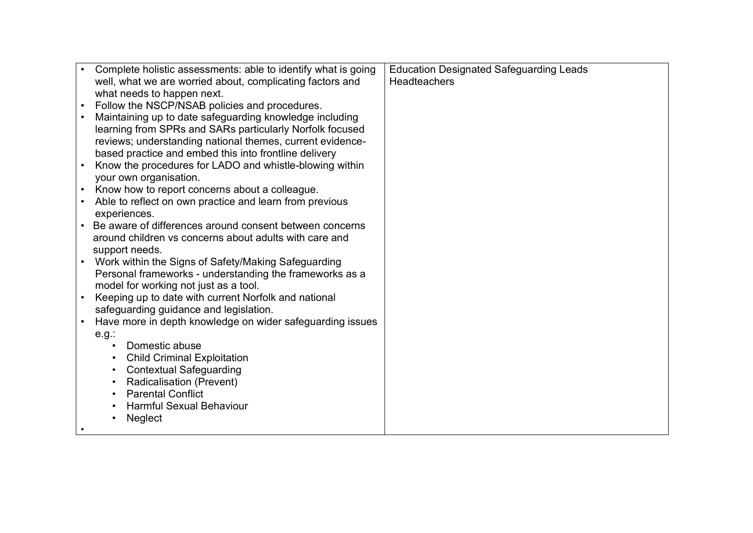| | |
|---|---|
| • Complete holistic assessments: able to identify what is going well, what we are worried about, complicating factors and what needs to happen next.<br>• Follow the NSCP/NSAB policies and procedures.<br>• Maintaining up to date safeguarding knowledge including learning from SPRs and SARs particularly Norfolk focused reviews; understanding national themes, current evidence-based practice and embed this into frontline delivery<br>• Know the procedures for LADO and whistle-blowing within your own organisation.<br>• Know how to report concerns about a colleague.<br>• Able to reflect on own practice and learn from previous experiences.<br>• Be aware of differences around consent between concerns around children vs concerns about adults with care and support needs.<br>• Work within the Signs of Safety/Making Safeguarding Personal frameworks - understanding the frameworks as a model for working not just as a tool.<br>• Keeping up to date with current Norfolk and national safeguarding guidance and legislation.<br>• Have more in depth knowledge on wider safeguarding issues e.g.:<br>&nbsp;&nbsp;&nbsp;&nbsp;• Domestic abuse<br>&nbsp;&nbsp;&nbsp;&nbsp;• Child Criminal Exploitation<br>&nbsp;&nbsp;&nbsp;&nbsp;• Contextual Safeguarding<br>&nbsp;&nbsp;&nbsp;&nbsp;• Radicalisation (Prevent)<br>&nbsp;&nbsp;&nbsp;&nbsp;• Parental Conflict<br>&nbsp;&nbsp;&nbsp;&nbsp;• Harmful Sexual Behaviour<br>&nbsp;&nbsp;&nbsp;&nbsp;• Neglect<br>• | Education Designated Safeguarding Leads<br>Headteachers |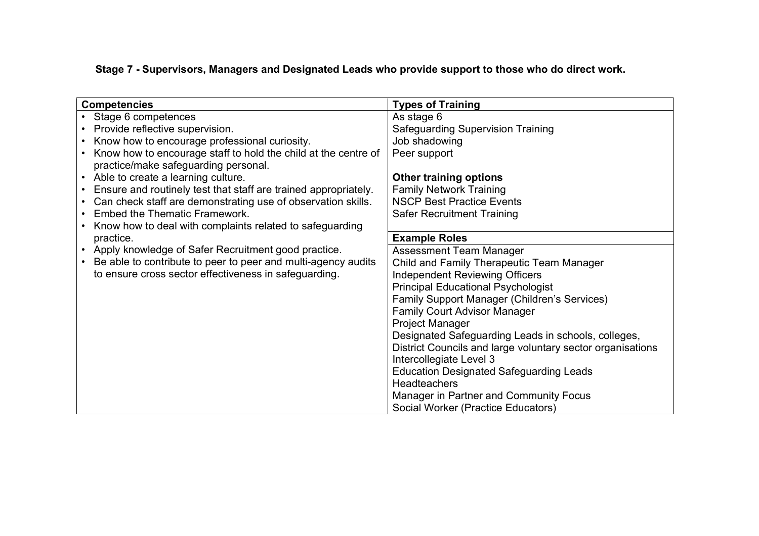**Stage 7 - Supervisors, Managers and Designated Leads who provide support to those who do direct work.**

| Competencies | Types of Training |
|---|---|
| • Stage 6 competences<br>• Provide reflective supervision.<br>• Know how to encourage professional curiosity.<br>• Know how to encourage staff to hold the child at the centre of practice/make safeguarding personal.<br>• Able to create a learning culture.<br>• Ensure and routinely test that staff are trained appropriately.<br>• Can check staff are demonstrating use of observation skills.<br>• Embed the Thematic Framework.<br>• Know how to deal with complaints related to safeguarding practice.<br>• Apply knowledge of Safer Recruitment good practice.<br>• Be able to contribute to peer to peer and multi-agency audits to ensure cross sector effectiveness in safeguarding. | As stage 6<br>Safeguarding Supervision Training<br>Job shadowing<br>Peer support<br><br>**Other training options**<br>Family Network Training<br>NSCP Best Practice Events<br>Safer Recruitment Training<br><br>**Example Roles**<br>Assessment Team Manager<br>Child and Family Therapeutic Team Manager<br>Independent Reviewing Officers<br>Principal Educational Psychologist<br>Family Support Manager (Children's Services)<br>Family Court Advisor Manager<br>Project Manager<br>Designated Safeguarding Leads in schools, colleges, District Councils and large voluntary sector organisations<br>Intercollegiate Level 3<br>Education Designated Safeguarding Leads<br>Headteachers<br>Manager in Partner and Community Focus<br>Social Worker (Practice Educators) |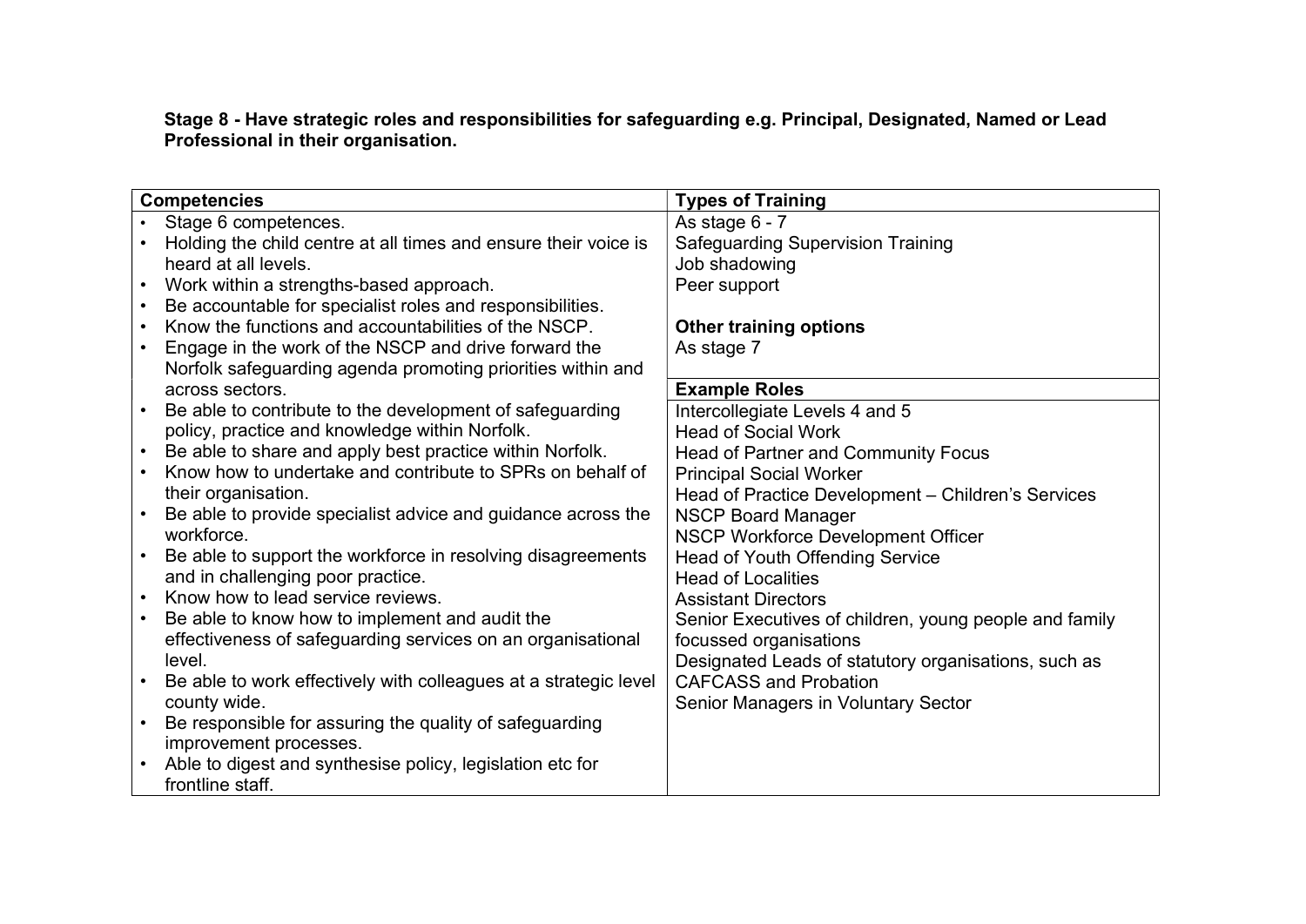**Stage 8 - Have strategic roles and responsibilities for safeguarding e.g. Principal, Designated, Named or Lead Professional in their organisation.**

| Competencies | Types of Training |
|---|---|
| • Stage 6 competences.<br>• Holding the child centre at all times and ensure their voice is heard at all levels.<br>• Work within a strengths-based approach.<br>• Be accountable for specialist roles and responsibilities.<br>• Know the functions and accountabilities of the NSCP.<br>• Engage in the work of the NSCP and drive forward the Norfolk safeguarding agenda promoting priorities within and across sectors.<br>• Be able to contribute to the development of safeguarding policy, practice and knowledge within Norfolk.<br>• Be able to share and apply best practice within Norfolk.<br>• Know how to undertake and contribute to SPRs on behalf of their organisation.<br>• Be able to provide specialist advice and guidance across the workforce.<br>• Be able to support the workforce in resolving disagreements and in challenging poor practice.<br>• Know how to lead service reviews.<br>• Be able to know how to implement and audit the effectiveness of safeguarding services on an organisational level.<br>• Be able to work effectively with colleagues at a strategic level county wide.<br>• Be responsible for assuring the quality of safeguarding improvement processes.<br>• Able to digest and synthesise policy, legislation etc for frontline staff. | As stage 6 - 7<br>Safeguarding Supervision Training<br>Job shadowing<br>Peer support<br><br>**Other training options**<br>As stage 7<br><br>**Example Roles**<br>Intercollegiate Levels 4 and 5<br>Head of Social Work<br>Head of Partner and Community Focus<br>Principal Social Worker<br>Head of Practice Development – Children's Services<br>NSCP Board Manager<br>NSCP Workforce Development Officer<br>Head of Youth Offending Service<br>Head of Localities<br>Assistant Directors<br>Senior Executives of children, young people and family focussed organisations<br>Designated Leads of statutory organisations, such as CAFCASS and Probation<br>Senior Managers in Voluntary Sector |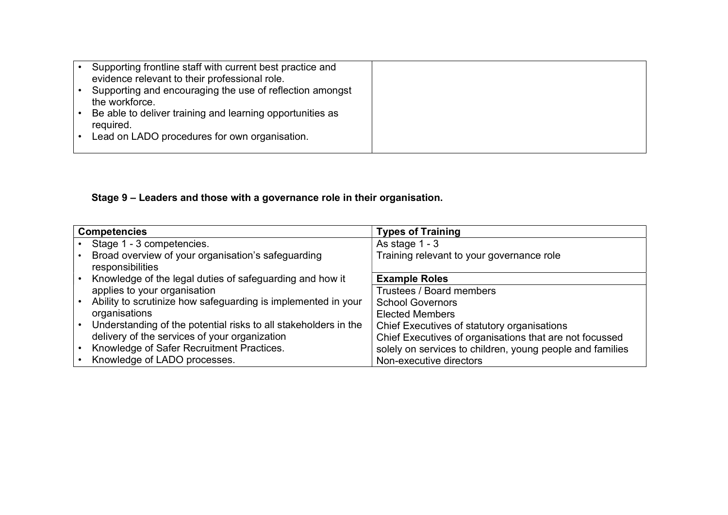| | |
|---|---|
| • Supporting frontline staff with current best practice and evidence relevant to their professional role.<br>• Supporting and encouraging the use of reflection amongst the workforce.<br>• Be able to deliver training and learning opportunities as required.<br>• Lead on LADO procedures for own organisation. | |

**Stage 9 – Leaders and those with a governance role in their organisation.**

| Competencies | Types of Training |
|---|---|
| • Stage 1 - 3 competencies.<br>• Broad overview of your organisation's safeguarding responsibilities<br>• Knowledge of the legal duties of safeguarding and how it applies to your organisation<br>• Ability to scrutinize how safeguarding is implemented in your organisations<br>• Understanding of the potential risks to all stakeholders in the delivery of the services of your organization<br>• Knowledge of Safer Recruitment Practices.<br>• Knowledge of LADO processes. | As stage 1 - 3<br>Training relevant to your governance role<br><br>**Example Roles**<br>Trustees / Board members<br>School Governors<br>Elected Members<br>Chief Executives of statutory organisations<br>Chief Executives of organisations that are not focussed solely on services to children, young people and families<br>Non-executive directors |